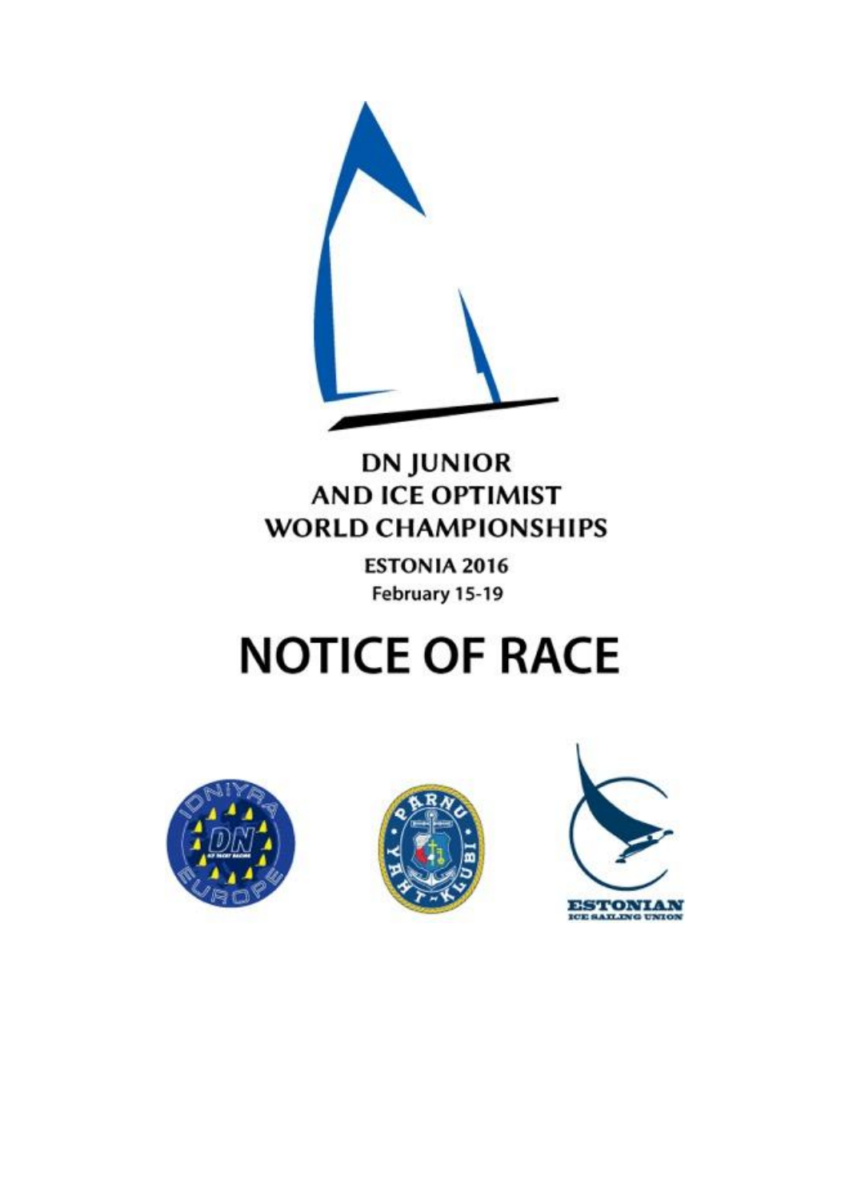# DN JUNIOR AND ICE OPTIMIST WORLD CHAMPIONSHIPS

**ESTONIA 2016**

**February 15-19**

# NOTICE OF RACE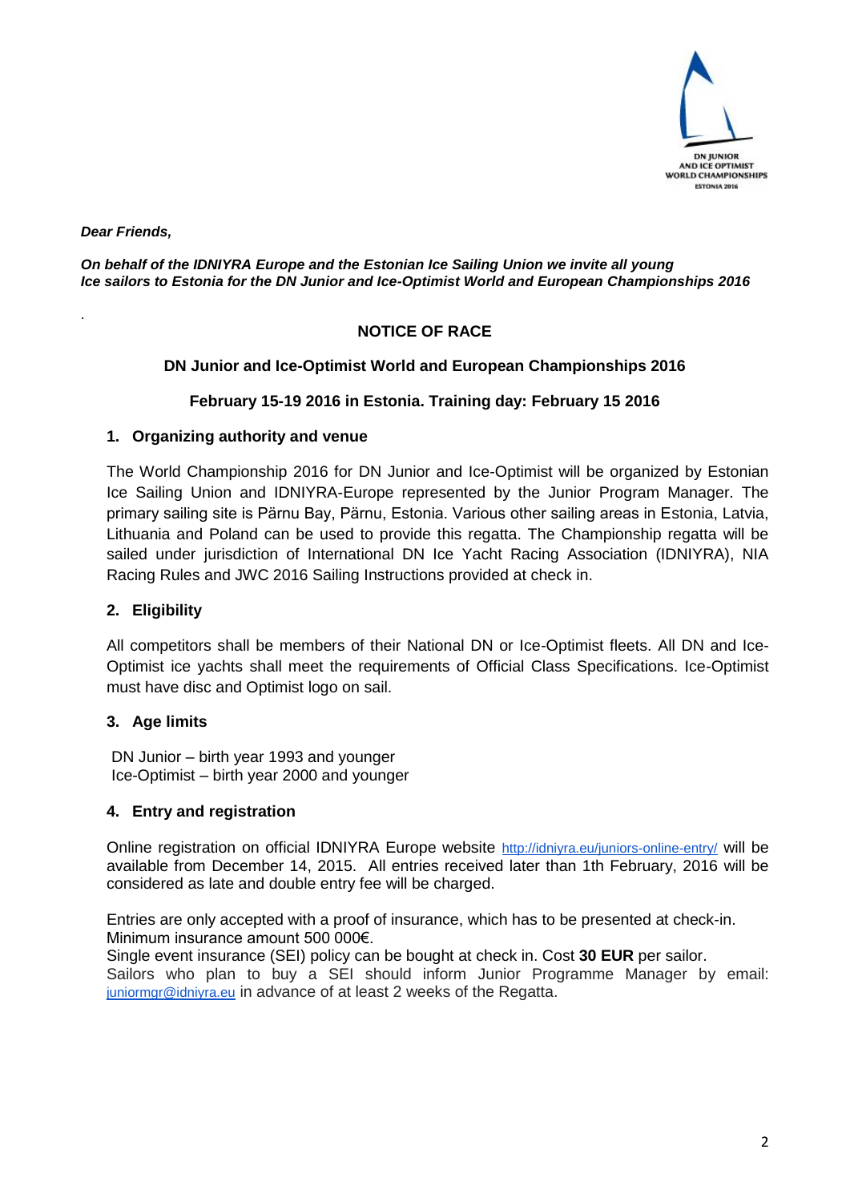*Dear Friends,*

***On behalf of the IDNIYRA Europe and the Estonian Ice Sailing Union we invite all young Ice sailors to Estonia for the DN Junior and Ice-Optimist World and European Championships 2016***

.

**NOTICE OF RACE**

**DN Junior and Ice-Optimist World and European Championships 2016**

**February 15-19 2016 in Estonia. Training day: February 15 2016**

## 1. Organizing authority and venue

The World Championship 2016 for DN Junior and Ice-Optimist will be organized by Estonian Ice Sailing Union and IDNIYRA-Europe represented by the Junior Program Manager. The primary sailing site is Pärnu Bay, Pärnu, Estonia. Various other sailing areas in Estonia, Latvia, Lithuania and Poland can be used to provide this regatta. The Championship regatta will be sailed under jurisdiction of International DN Ice Yacht Racing Association (IDNIYRA), NIA Racing Rules and JWC 2016 Sailing Instructions provided at check in.

## 2. Eligibility

All competitors shall be members of their National DN or Ice-Optimist fleets. All DN and Ice-Optimist ice yachts shall meet the requirements of Official Class Specifications. Ice-Optimist must have disc and Optimist logo on sail.

## 3. Age limits

DN Junior – birth year 1993 and younger
Ice-Optimist – birth year 2000 and younger

## 4. Entry and registration

Online registration on official IDNIYRA Europe website http://idniyra.eu/juniors-online-entry/ will be available from December 14, 2015. All entries received later than 1th February, 2016 will be considered as late and double entry fee will be charged.

Entries are only accepted with a proof of insurance, which has to be presented at check-in.
Minimum insurance amount 500 000€.
Single event insurance (SEI) policy can be bought at check in. Cost **30 EUR** per sailor.
Sailors who plan to buy a SEI should inform Junior Programme Manager by email: juniormgr@idniyra.eu in advance of at least 2 weeks of the Regatta.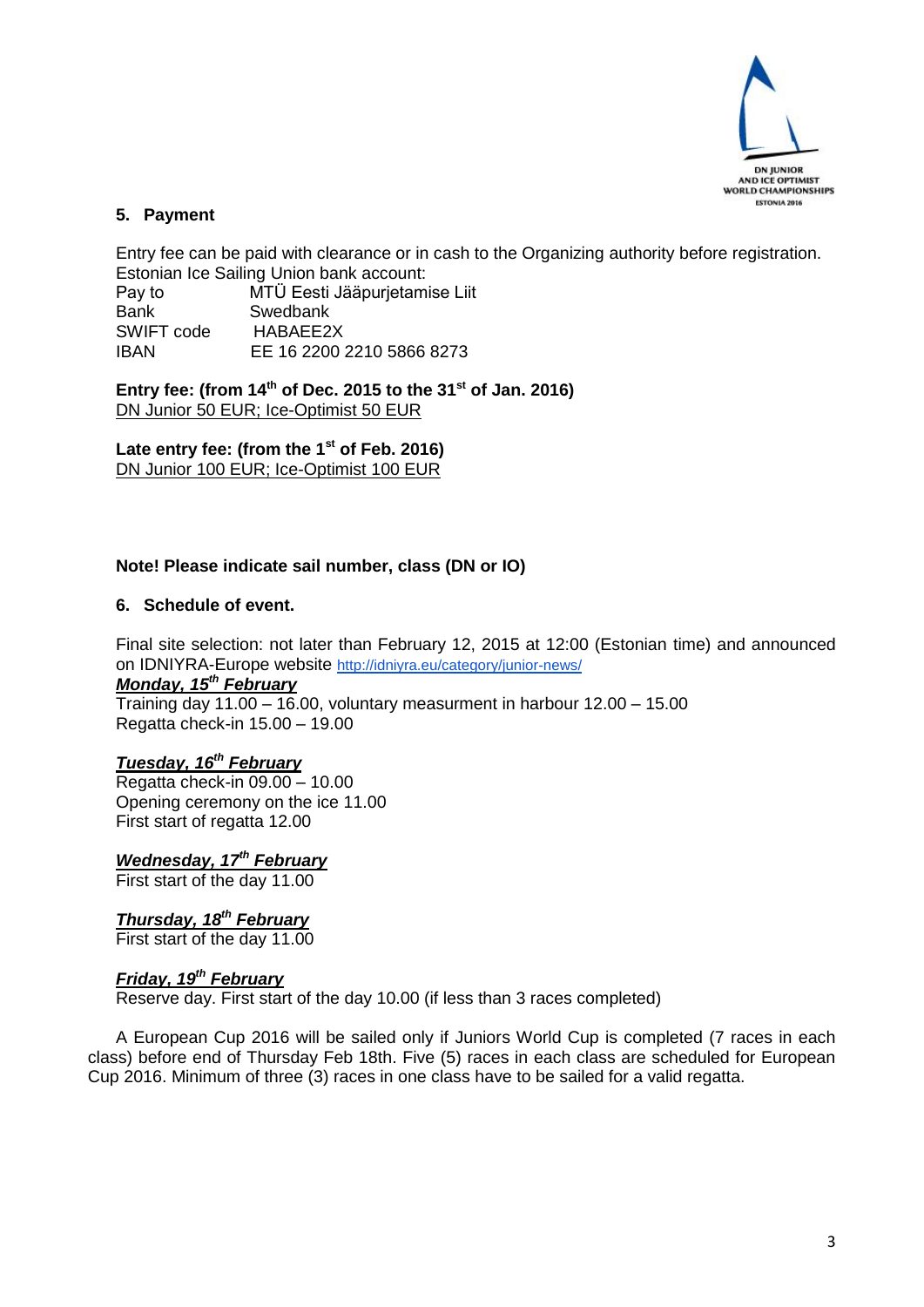## 5. Payment

Entry fee can be paid with clearance or in cash to the Organizing authority before registration.
Estonian Ice Sailing Union bank account:

| | |
|---|---|
| Pay to | MTÜ Eesti Jääpurjetamise Liit |
| Bank | Swedbank |
| SWIFT code | HABAEE2X |
| IBAN | EE 16 2200 2210 5866 8273 |

**Entry fee: (from 14th of Dec. 2015 to the 31st of Jan. 2016)**
DN Junior 50 EUR; Ice-Optimist 50 EUR

**Late entry fee: (from the 1st of Feb. 2016)**
DN Junior 100 EUR; Ice-Optimist 100 EUR

**Note! Please indicate sail number, class (DN or IO)**

## 6. Schedule of event.

Final site selection: not later than February 12, 2015 at 12:00 (Estonian time) and announced on IDNIYRA-Europe website http://idniyra.eu/category/junior-news/

***Monday, 15th February***
Training day 11.00 – 16.00, voluntary measurment in harbour 12.00 – 15.00
Regatta check-in 15.00 – 19.00

***Tuesday, 16th February***
Regatta check-in 09.00 – 10.00
Opening ceremony on the ice 11.00
First start of regatta 12.00

***Wednesday, 17th February***
First start of the day 11.00

***Thursday, 18th February***
First start of the day 11.00

***Friday, 19th February***
Reserve day. First start of the day 10.00 (if less than 3 races completed)

A European Cup 2016 will be sailed only if Juniors World Cup is completed (7 races in each class) before end of Thursday Feb 18th. Five (5) races in each class are scheduled for European Cup 2016. Minimum of three (3) races in one class have to be sailed for a valid regatta.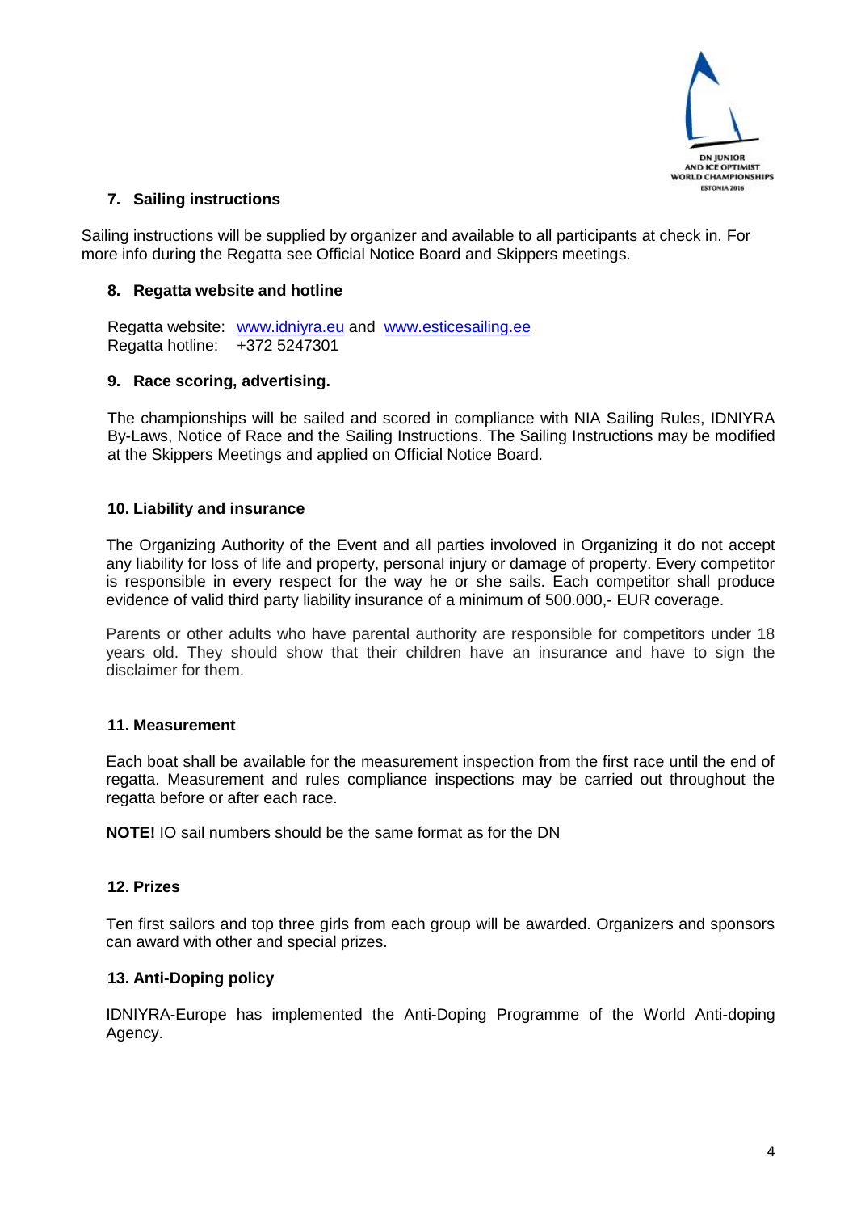## 7. Sailing instructions

Sailing instructions will be supplied by organizer and available to all participants at check in. For more info during the Regatta see Official Notice Board and Skippers meetings.

## 8. Regatta website and hotline

Regatta website: www.idniyra.eu and www.esticesailing.ee
Regatta hotline: +372 5247301

## 9. Race scoring, advertising.

The championships will be sailed and scored in compliance with NIA Sailing Rules, IDNIYRA By-Laws, Notice of Race and the Sailing Instructions. The Sailing Instructions may be modified at the Skippers Meetings and applied on Official Notice Board.

## 10. Liability and insurance

The Organizing Authority of the Event and all parties incolved in Organizing it do not accept any liability for loss of life and property, personal injury or damage of property. Every competitor is responsible in every respect for the way he or she sails. Each competitor shall produce evidence of valid third party liability insurance of a minimum of 500.000,- EUR coverage.

Parents or other adults who have parental authority are responsible for competitors under 18 years old. They should show that their children have an insurance and have to sign the disclaimer for them.

## 11. Measurement

Each boat shall be available for the measurement inspection from the first race until the end of regatta. Measurement and rules compliance inspections may be carried out throughout the regatta before or after each race.

**NOTE!** IO sail numbers should be the same format as for the DN

## 12. Prizes

Ten first sailors and top three girls from each group will be awarded. Organizers and sponsors can award with other and special prizes.

## 13. Anti-Doping policy

IDNIYRA-Europe has implemented the Anti-Doping Programme of the World Anti-doping Agency.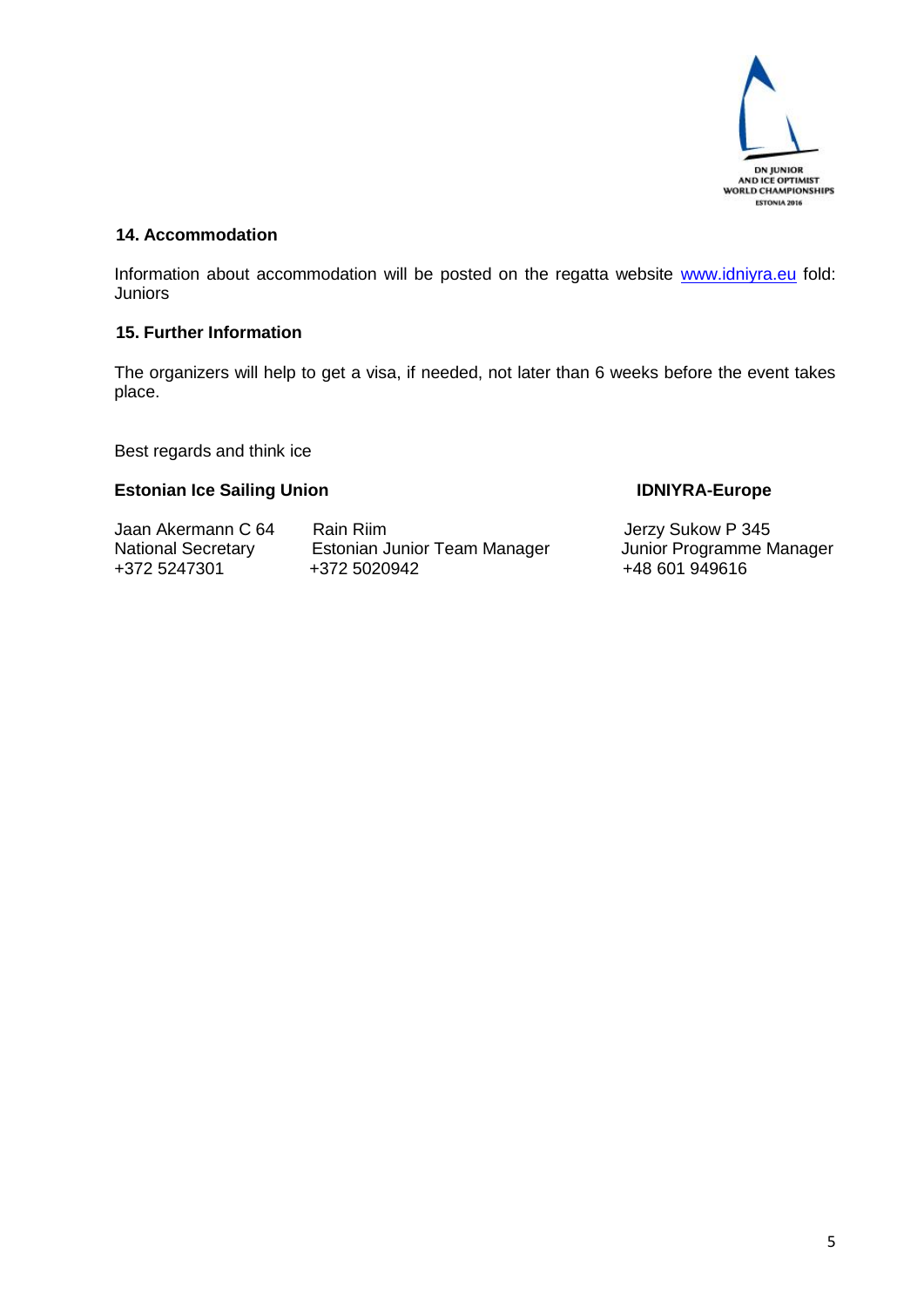## 14. Accommodation

Information about accommodation will be posted on the regatta website www.idniyra.eu fold: Juniors

## 15. Further Information

The organizers will help to get a visa, if needed, not later than 6 weeks before the event takes place.

Best regards and think ice

**Estonian Ice Sailing Union**

Jaan Akermann C 64
National Secretary
+372 5247301

Rain Riim
Estonian Junior Team Manager
+372 5020942

**IDNIYRA-Europe**

Jerzy Sukow P 345
Junior Programme Manager
+48 601 949616